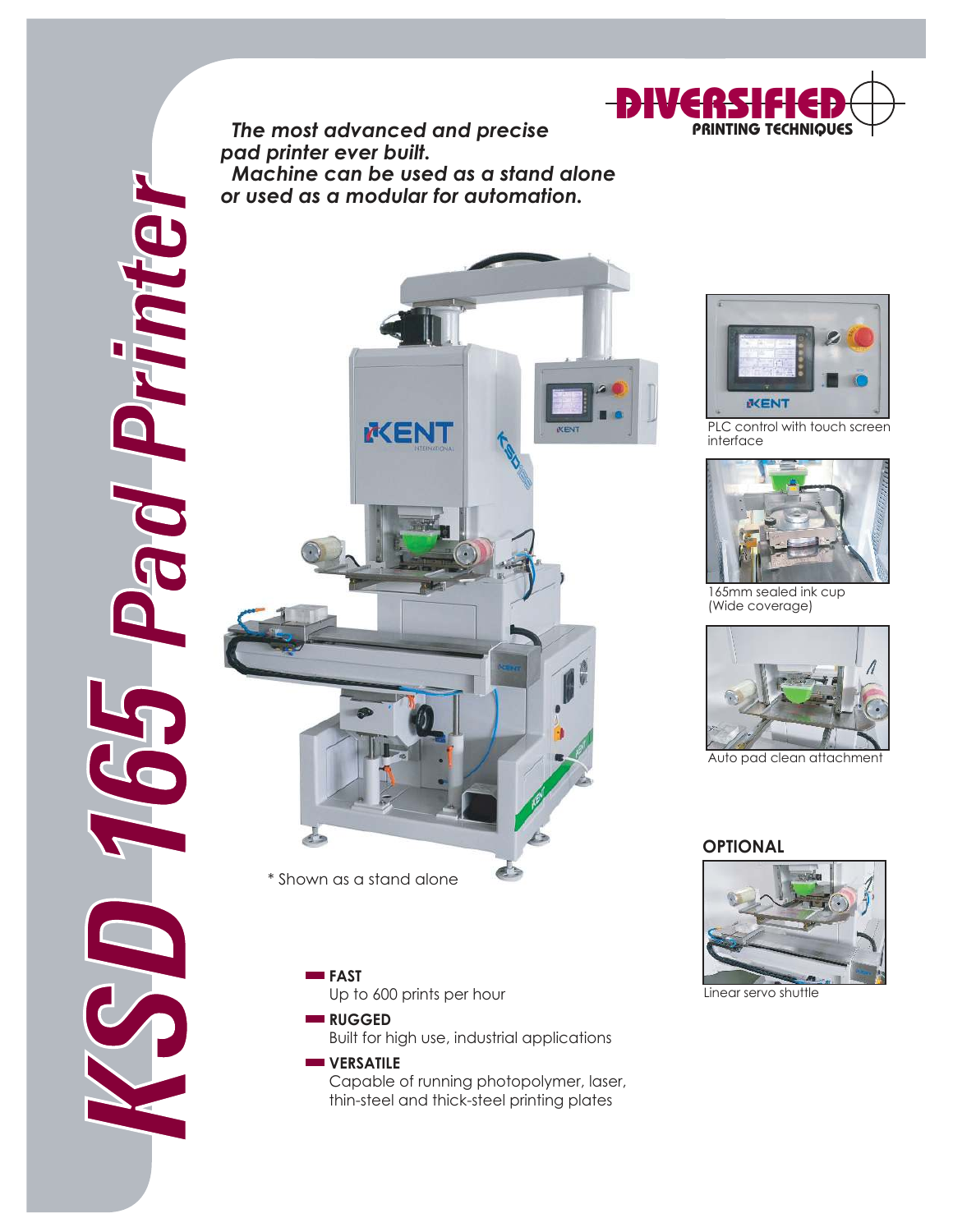# KSD 165 Pad Printer

DIVERSIFIED PRINTING TECHNIQUES

***The most advanced and precise pad printer ever built.***

***Machine can be used as a stand alone or used as a modular for automation.***

\* Shown as a stand alone

PLC control with touch screen interface

165mm sealed ink cup (Wide coverage)

Auto pad clean attachment

**OPTIONAL**

Linear servo shuttle

- **FAST**
  Up to 600 prints per hour
- **RUGGED**
  Built for high use, industrial applications
- **VERSATILE**
  Capable of running photopolymer, laser, thin-steel and thick-steel printing plates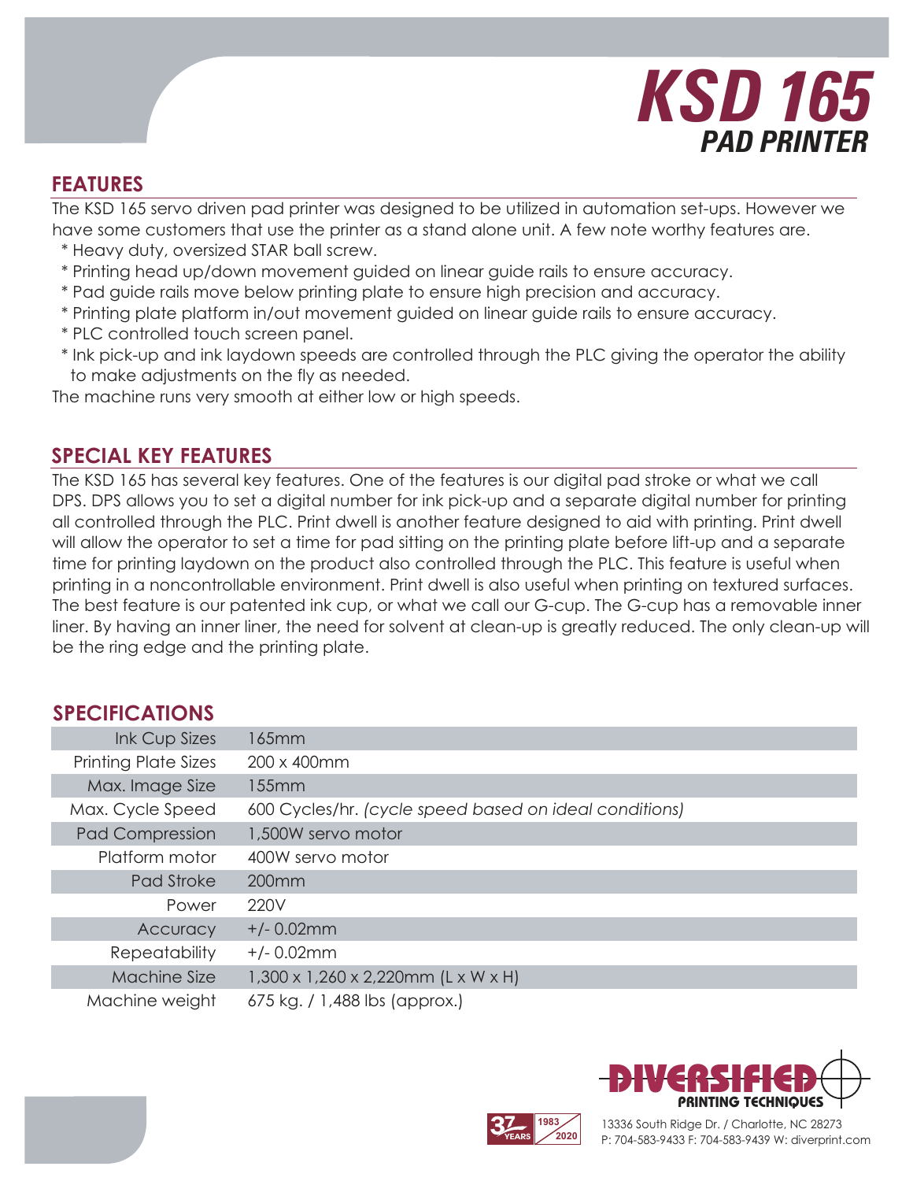// KSD 165
## PAD PRINTER

## FEATURES

The KSD 165 servo driven pad printer was designed to be utilized in automation set-ups. However we have some customers that use the printer as a stand alone unit. A few note worthy features are.

* Heavy duty, oversized STAR ball screw.
* Printing head up/down movement guided on linear guide rails to ensure accuracy.
* Pad guide rails move below printing plate to ensure high precision and accuracy.
* Printing plate platform in/out movement guided on linear guide rails to ensure accuracy.
* PLC controlled touch screen panel.
* Ink pick-up and ink laydown speeds are controlled through the PLC giving the operator the ability to make adjustments on the fly as needed.

The machine runs very smooth at either low or high speeds.

## SPECIAL KEY FEATURES

The KSD 165 has several key features. One of the features is our digital pad stroke or what we call DPS. DPS allows you to set a digital number for ink pick-up and a separate digital number for printing all controlled through the PLC. Print dwell is another feature designed to aid with printing. Print dwell will allow the operator to set a time for pad sitting on the printing plate before lift-up and a separate time for printing laydown on the product also controlled through the PLC. This feature is useful when printing in a noncontrollable environment. Print dwell is also useful when printing on textured surfaces. The best feature is our patented ink cup, or what we call our G-cup. The G-cup has a removable inner liner. By having an inner liner, the need for solvent at clean-up is greatly reduced. The only clean-up will be the ring edge and the printing plate.

## SPECIFICATIONS

| | |
|---|---|
| Ink Cup Sizes | 165mm |
| Printing Plate Sizes | 200 x 400mm |
| Max. Image Size | 155mm |
| Max. Cycle Speed | 600 Cycles/hr. *(cycle speed based on ideal conditions)* |
| Pad Compression | 1,500W servo motor |
| Platform motor | 400W servo motor |
| Pad Stroke | 200mm |
| Power | 220V |
| Accuracy | +/- 0.02mm |
| Repeatability | +/- 0.02mm |
| Machine Size | 1,300 x 1,260 x 2,220mm (L x W x H) |
| Machine weight | 675 kg. / 1,488 lbs (approx.) |

DIVERSIFIED PRINTING TECHNIQUES

37 YEARS 1983 2020

13336 South Ridge Dr. / Charlotte, NC 28273
P: 704-583-9433 F: 704-583-9439 W: diverprint.com